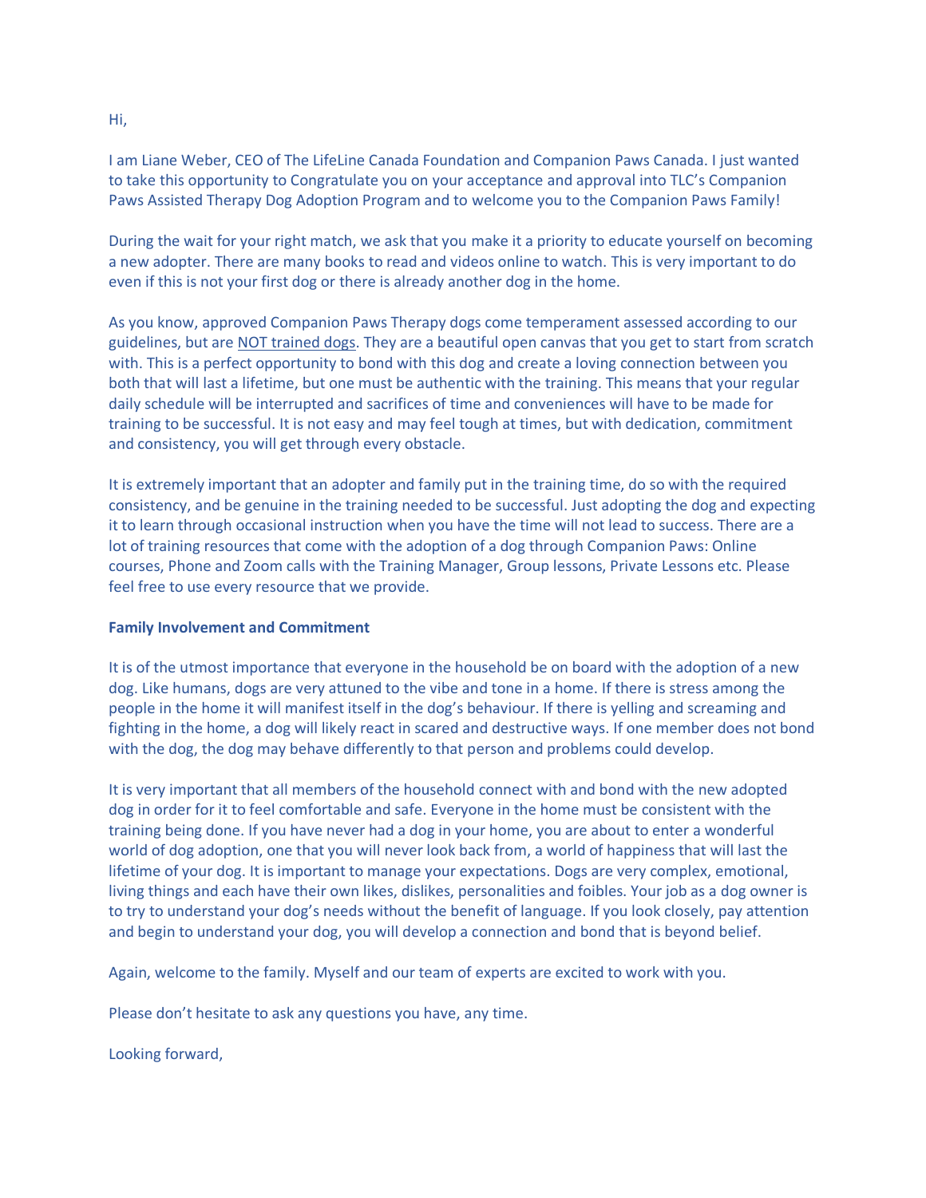Hi,

I am Liane Weber, CEO of The LifeLine Canada Foundation and Companion Paws Canada. I just wanted to take this opportunity to Congratulate you on your acceptance and approval into TLC's Companion Paws Assisted Therapy Dog Adoption Program and to welcome you to the Companion Paws Family!

During the wait for your right match, we ask that you make it a priority to educate yourself on becoming a new adopter. There are many books to read and videos online to watch. This is very important to do even if this is not your first dog or there is already another dog in the home.

As you know, approved Companion Paws Therapy dogs come temperament assessed according to our guidelines, but are <u>NOT trained dogs</u>. They are a beautiful open canvas that you get to start from scratch with. This is a perfect opportunity to bond with this dog and create a loving connection between you both that will last a lifetime, but one must be authentic with the training. This means that your regular daily schedule will be interrupted and sacrifices of time and conveniences will have to be made for training to be successful. It is not easy and may feel tough at times, but with dedication, commitment and consistency, you will get through every obstacle.

It is extremely important that an adopter and family put in the training time, do so with the required consistency, and be genuine in the training needed to be successful. Just adopting the dog and expecting it to learn through occasional instruction when you have the time will not lead to success. There are a lot of training resources that come with the adoption of a dog through Companion Paws: Online courses, Phone and Zoom calls with the Training Manager, Group lessons, Private Lessons etc. Please feel free to use every resource that we provide.

**Family Involvement and Commitment**

It is of the utmost importance that everyone in the household be on board with the adoption of a new dog. Like humans, dogs are very attuned to the vibe and tone in a home. If there is stress among the people in the home it will manifest itself in the dog's behaviour. If there is yelling and screaming and fighting in the home, a dog will likely react in scared and destructive ways. If one member does not bond with the dog, the dog may behave differently to that person and problems could develop.

It is very important that all members of the household connect with and bond with the new adopted dog in order for it to feel comfortable and safe. Everyone in the home must be consistent with the training being done. If you have never had a dog in your home, you are about to enter a wonderful world of dog adoption, one that you will never look back from, a world of happiness that will last the lifetime of your dog. It is important to manage your expectations. Dogs are very complex, emotional, living things and each have their own likes, dislikes, personalities and foibles. Your job as a dog owner is to try to understand your dog's needs without the benefit of language. If you look closely, pay attention and begin to understand your dog, you will develop a connection and bond that is beyond belief.

Again, welcome to the family. Myself and our team of experts are excited to work with you.

Please don't hesitate to ask any questions you have, any time.

Looking forward,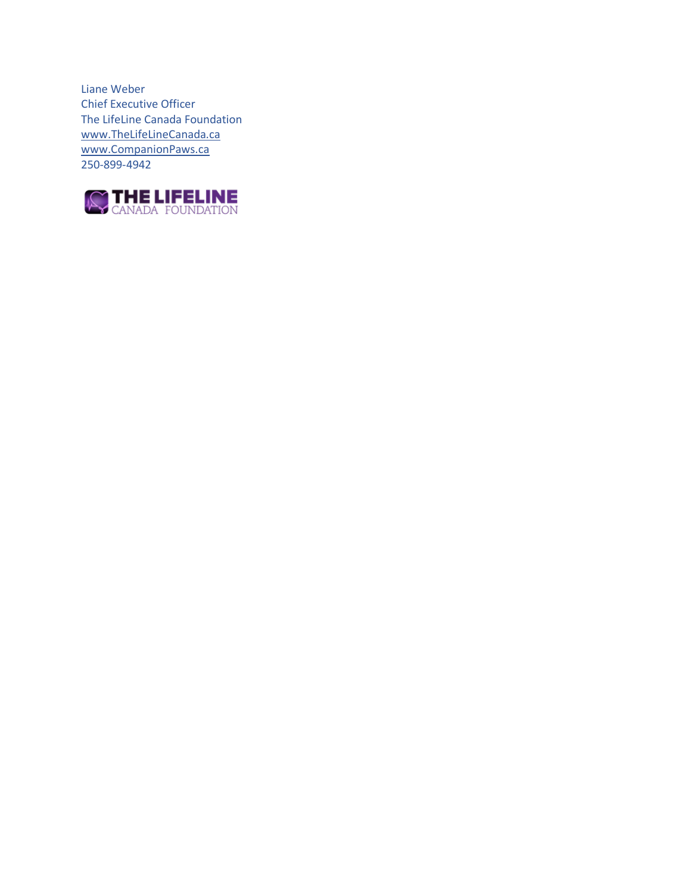Liane Weber
Chief Executive Officer
The LifeLine Canada Foundation
www.TheLifeLineCanada.ca
www.CompanionPaws.ca
250-899-4942

THE LIFELINE
CANADA FOUNDATION